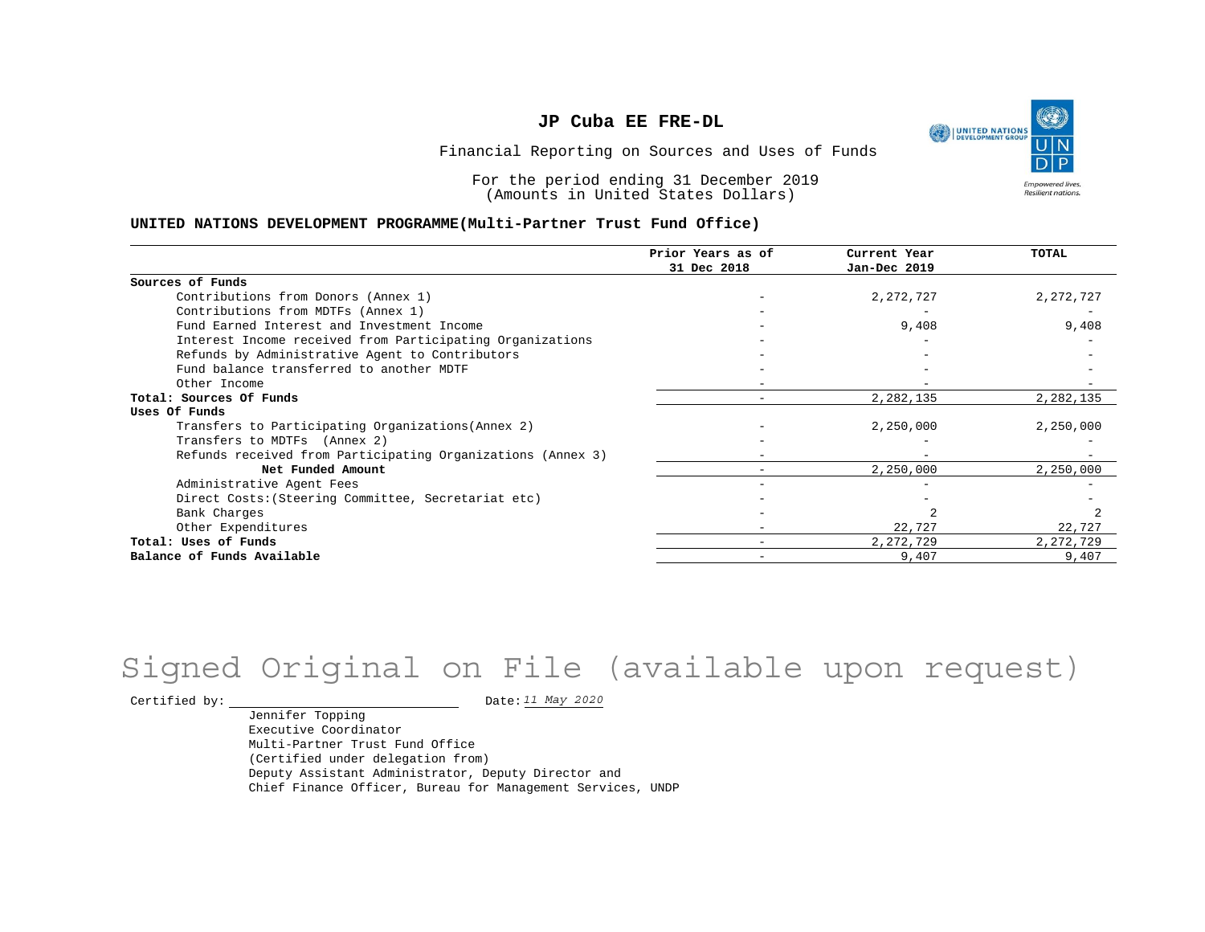# JP Cuba EE FRE-DL

Financial Reporting on Sources and Uses of Funds

For the period ending 31 December 2019
(Amounts in United States Dollars)

**UNITED NATIONS DEVELOPMENT PROGRAMME(Multi-Partner Trust Fund Office)**

| | Prior Years as of 31 Dec 2018 | Current Year Jan-Dec 2019 | TOTAL |
|---|---|---|---|
| **Sources of Funds** | | | |
| Contributions from Donors (Annex 1) | - | 2,272,727 | 2,272,727 |
| Contributions from MDTFs (Annex 1) | - | - | - |
| Fund Earned Interest and Investment Income | - | 9,408 | 9,408 |
| Interest Income received from Participating Organizations | - | - | - |
| Refunds by Administrative Agent to Contributors | - | - | - |
| Fund balance transferred to another MDTF | - | - | - |
| Other Income | - | - | - |
| **Total: Sources Of Funds** | - | 2,282,135 | 2,282,135 |
| **Uses Of Funds** | | | |
| Transfers to Participating Organizations(Annex 2) | - | 2,250,000 | 2,250,000 |
| Transfers to MDTFs (Annex 2) | - | - | - |
| Refunds received from Participating Organizations (Annex 3) | - | - | - |
| **Net Funded Amount** | - | 2,250,000 | 2,250,000 |
| Administrative Agent Fees | - | - | - |
| Direct Costs:(Steering Committee, Secretariat etc) | - | - | - |
| Bank Charges | - | 2 | 2 |
| Other Expenditures | - | 22,727 | 22,727 |
| **Total: Uses of Funds** | - | 2,272,729 | 2,272,729 |
| **Balance of Funds Available** | - | 9,407 | 9,407 |

Signed Original on File (available upon request)

Certified by: Date: *11 May 2020*

Jennifer Topping
Executive Coordinator
Multi-Partner Trust Fund Office
(Certified under delegation from)
Deputy Assistant Administrator, Deputy Director and
Chief Finance Officer, Bureau for Management Services, UNDP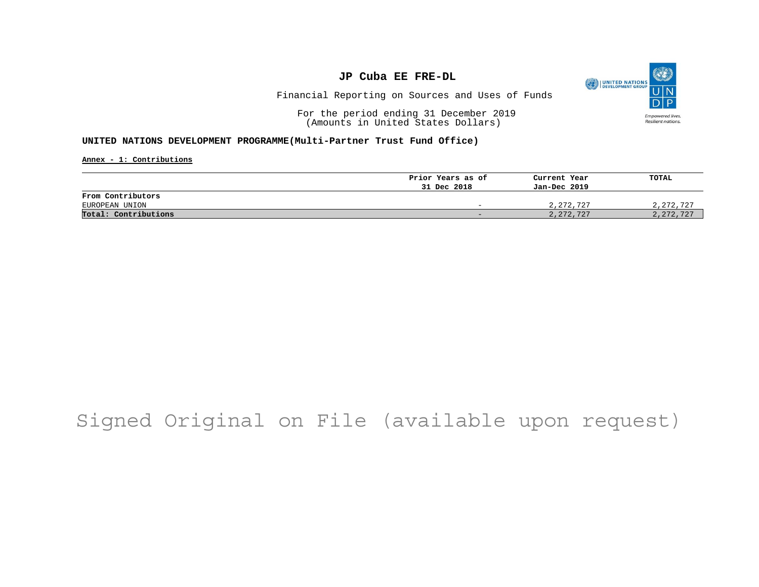# JP Cuba EE FRE-DL

Financial Reporting on Sources and Uses of Funds

For the period ending 31 December 2019
(Amounts in United States Dollars)

**UNITED NATIONS DEVELOPMENT PROGRAMME(Multi-Partner Trust Fund Office)**

**Annex - 1: Contributions**

| | Prior Years as of 31 Dec 2018 | Current Year Jan-Dec 2019 | TOTAL |
|---|---|---|---|
| **From Contributors** | | | |
| EUROPEAN UNION | - | 2,272,727 | 2,272,727 |
| **Total: Contributions** | - | 2,272,727 | 2,272,727 |

Signed Original on File (available upon request)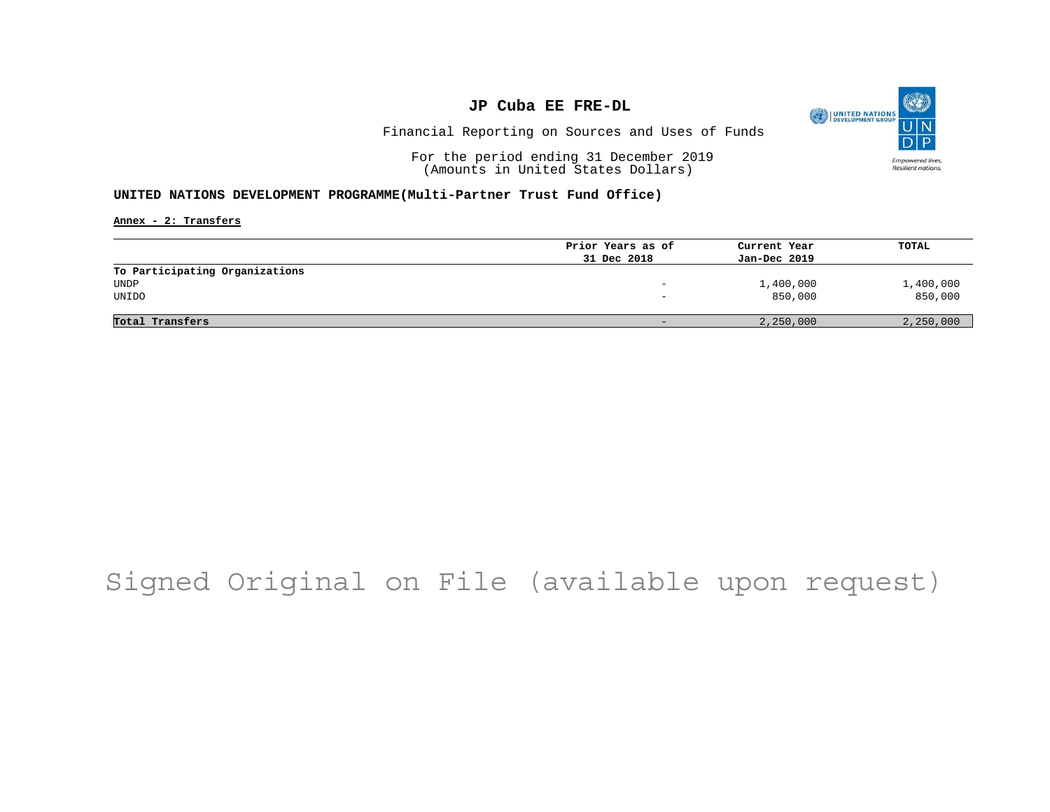# JP Cuba EE FRE-DL

Financial Reporting on Sources and Uses of Funds

For the period ending 31 December 2019
(Amounts in United States Dollars)

**UNITED NATIONS DEVELOPMENT PROGRAMME(Multi-Partner Trust Fund Office)**

**Annex - 2: Transfers**

| | Prior Years as of 31 Dec 2018 | Current Year Jan-Dec 2019 | TOTAL |
|---|---|---|---|
| **To Participating Organizations** | | | |
| UNDP | - | 1,400,000 | 1,400,000 |
| UNIDO | - | 850,000 | 850,000 |
| **Total Transfers** | - | 2,250,000 | 2,250,000 |

Signed Original on File (available upon request)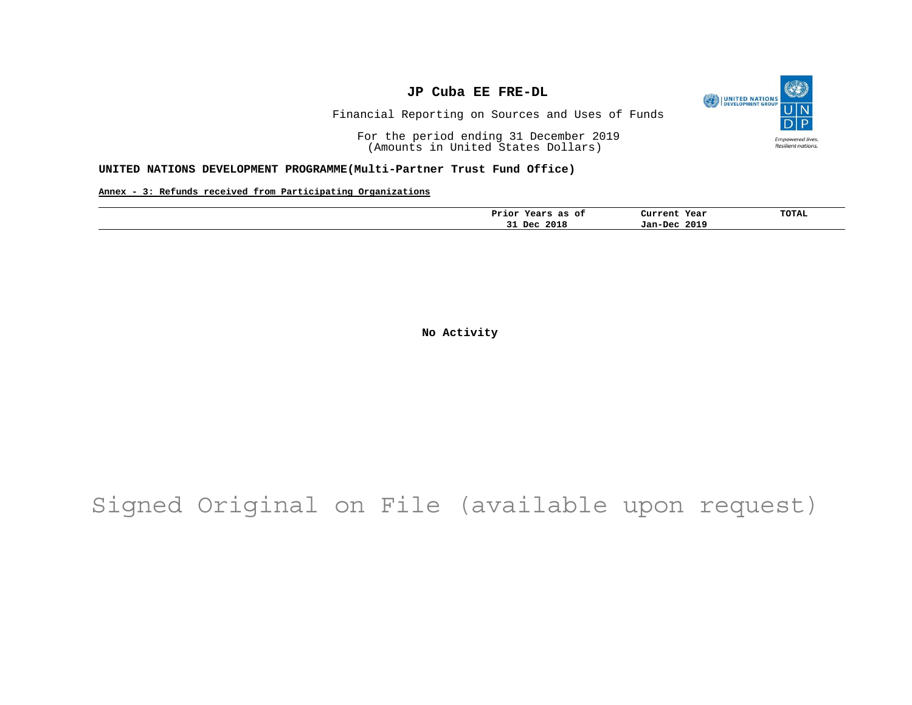# JP Cuba EE FRE-DL

Financial Reporting on Sources and Uses of Funds

For the period ending 31 December 2019
(Amounts in United States Dollars)

**UNITED NATIONS DEVELOPMENT PROGRAMME(Multi-Partner Trust Fund Office)**

**Annex - 3: Refunds received from Participating Organizations**

| | Prior Years as of 31 Dec 2018 | Current Year Jan-Dec 2019 | TOTAL |
|---|---|---|---|

**No Activity**

Signed Original on File (available upon request)